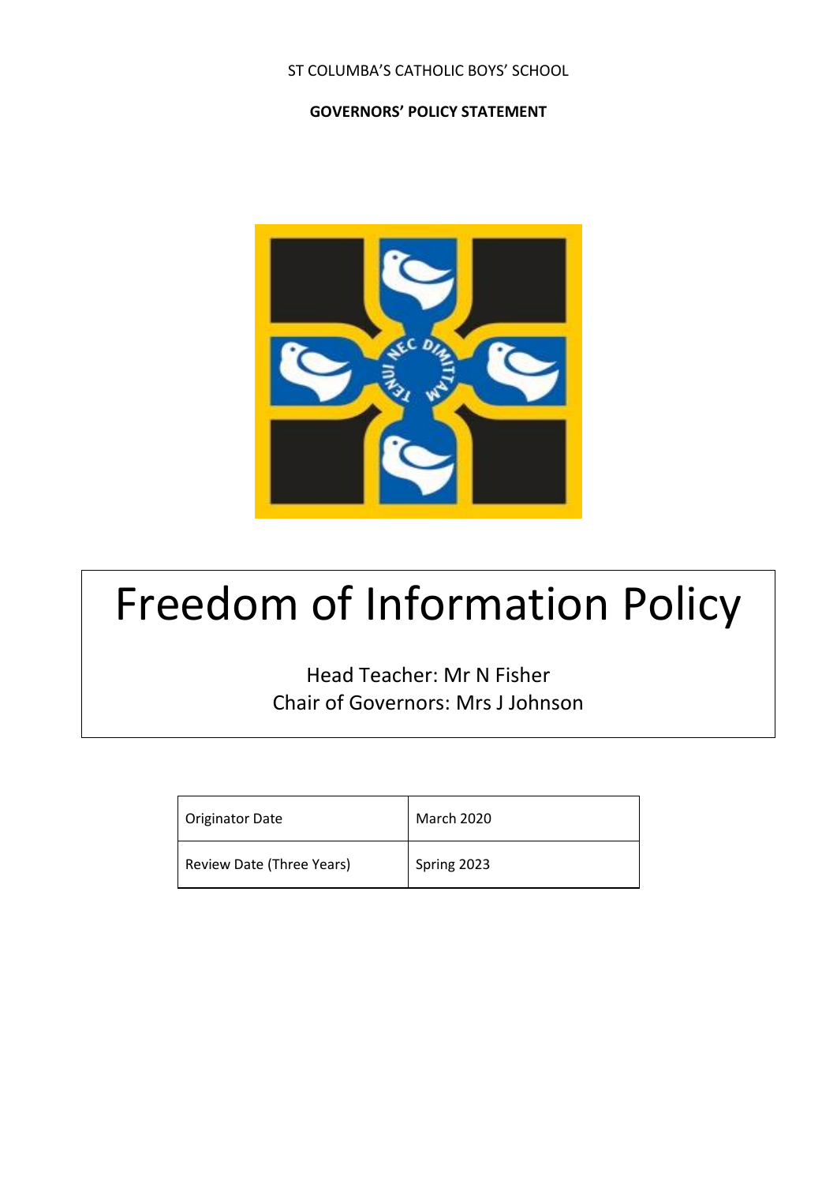ST COLUMBA'S CATHOLIC BOYS' SCHOOL

**GOVERNORS' POLICY STATEMENT**

# Freedom of Information Policy

Head Teacher: Mr N Fisher
Chair of Governors: Mrs J Johnson

| Originator Date | March 2020 |
|---|---|
| Review Date (Three Years) | Spring 2023 |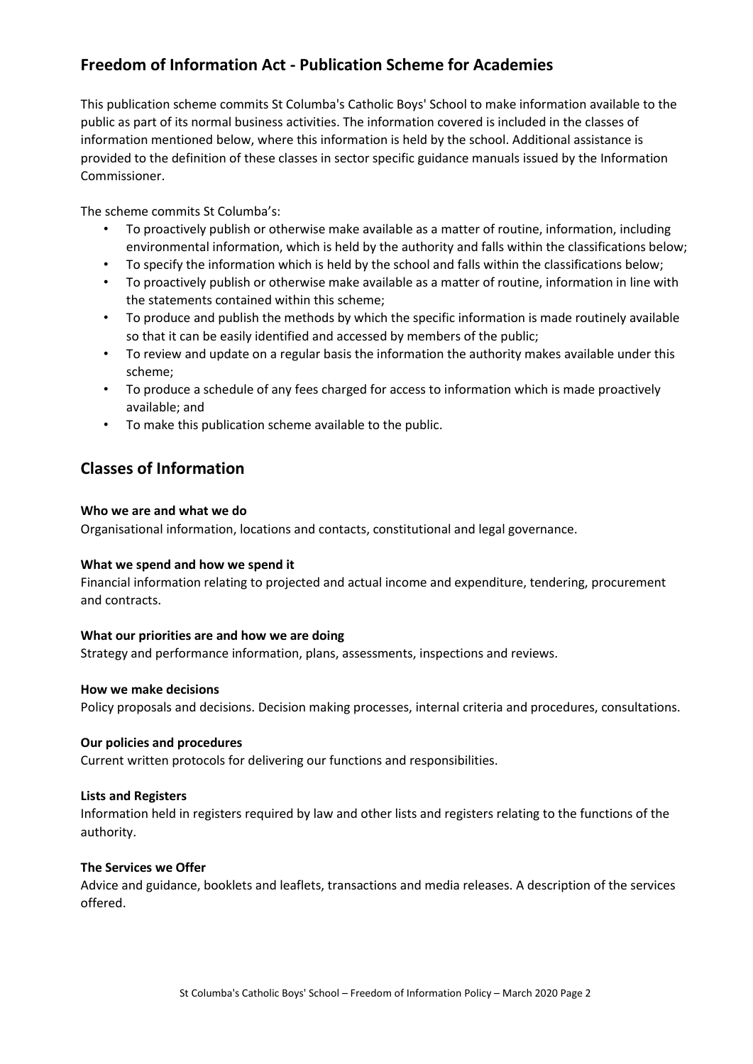## Freedom of Information Act - Publication Scheme for Academies

This publication scheme commits St Columba's Catholic Boys' School to make information available to the public as part of its normal business activities. The information covered is included in the classes of information mentioned below, where this information is held by the school. Additional assistance is provided to the definition of these classes in sector specific guidance manuals issued by the Information Commissioner.

The scheme commits St Columba's:

- To proactively publish or otherwise make available as a matter of routine, information, including environmental information, which is held by the authority and falls within the classifications below;
- To specify the information which is held by the school and falls within the classifications below;
- To proactively publish or otherwise make available as a matter of routine, information in line with the statements contained within this scheme;
- To produce and publish the methods by which the specific information is made routinely available so that it can be easily identified and accessed by members of the public;
- To review and update on a regular basis the information the authority makes available under this scheme;
- To produce a schedule of any fees charged for access to information which is made proactively available; and
- To make this publication scheme available to the public.

## Classes of Information

**Who we are and what we do**

Organisational information, locations and contacts, constitutional and legal governance.

**What we spend and how we spend it**

Financial information relating to projected and actual income and expenditure, tendering, procurement and contracts.

**What our priorities are and how we are doing**

Strategy and performance information, plans, assessments, inspections and reviews.

**How we make decisions**

Policy proposals and decisions. Decision making processes, internal criteria and procedures, consultations.

**Our policies and procedures**

Current written protocols for delivering our functions and responsibilities.

**Lists and Registers**

Information held in registers required by law and other lists and registers relating to the functions of the authority.

**The Services we Offer**

Advice and guidance, booklets and leaflets, transactions and media releases. A description of the services offered.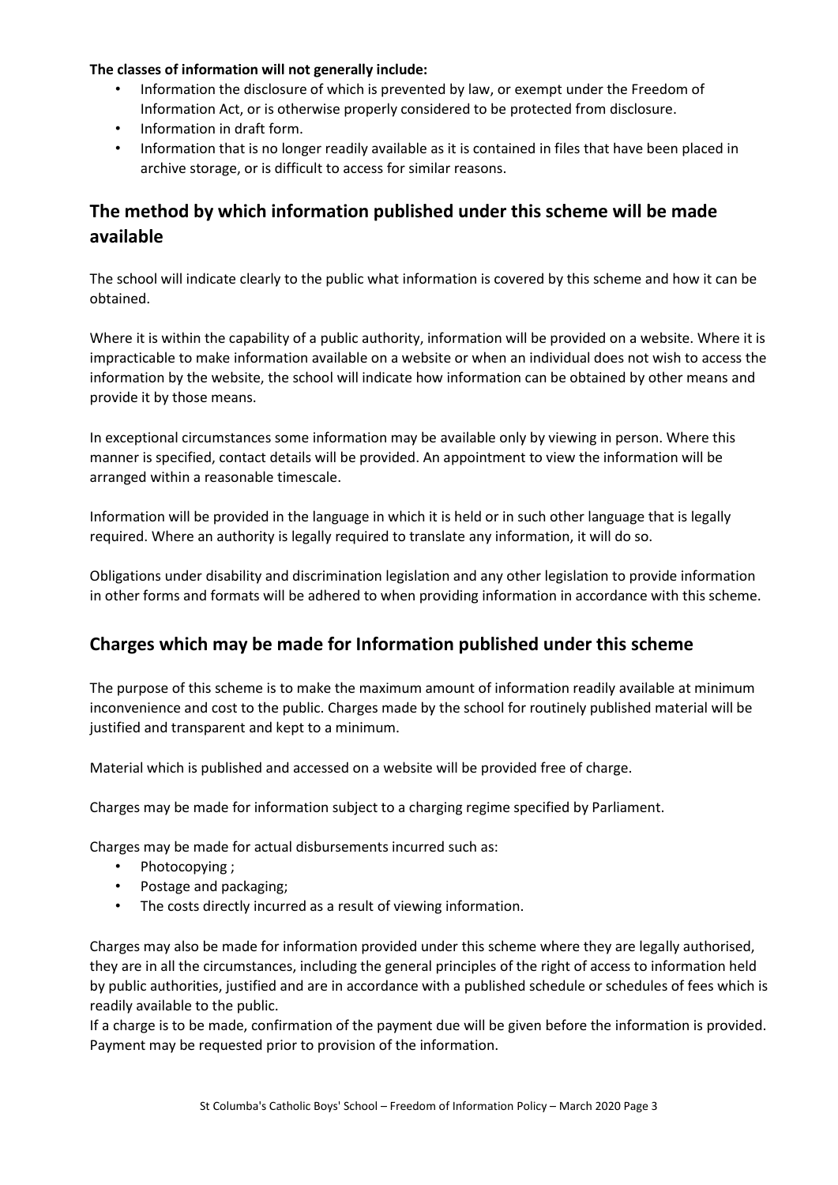**The classes of information will not generally include:**

- Information the disclosure of which is prevented by law, or exempt under the Freedom of Information Act, or is otherwise properly considered to be protected from disclosure.
- Information in draft form.
- Information that is no longer readily available as it is contained in files that have been placed in archive storage, or is difficult to access for similar reasons.

## The method by which information published under this scheme will be made available

The school will indicate clearly to the public what information is covered by this scheme and how it can be obtained.

Where it is within the capability of a public authority, information will be provided on a website. Where it is impracticable to make information available on a website or when an individual does not wish to access the information by the website, the school will indicate how information can be obtained by other means and provide it by those means.

In exceptional circumstances some information may be available only by viewing in person. Where this manner is specified, contact details will be provided. An appointment to view the information will be arranged within a reasonable timescale.

Information will be provided in the language in which it is held or in such other language that is legally required. Where an authority is legally required to translate any information, it will do so.

Obligations under disability and discrimination legislation and any other legislation to provide information in other forms and formats will be adhered to when providing information in accordance with this scheme.

## Charges which may be made for Information published under this scheme

The purpose of this scheme is to make the maximum amount of information readily available at minimum inconvenience and cost to the public. Charges made by the school for routinely published material will be justified and transparent and kept to a minimum.

Material which is published and accessed on a website will be provided free of charge.

Charges may be made for information subject to a charging regime specified by Parliament.

Charges may be made for actual disbursements incurred such as:

- Photocopying ;
- Postage and packaging;
- The costs directly incurred as a result of viewing information.

Charges may also be made for information provided under this scheme where they are legally authorised, they are in all the circumstances, including the general principles of the right of access to information held by public authorities, justified and are in accordance with a published schedule or schedules of fees which is readily available to the public.

If a charge is to be made, confirmation of the payment due will be given before the information is provided. Payment may be requested prior to provision of the information.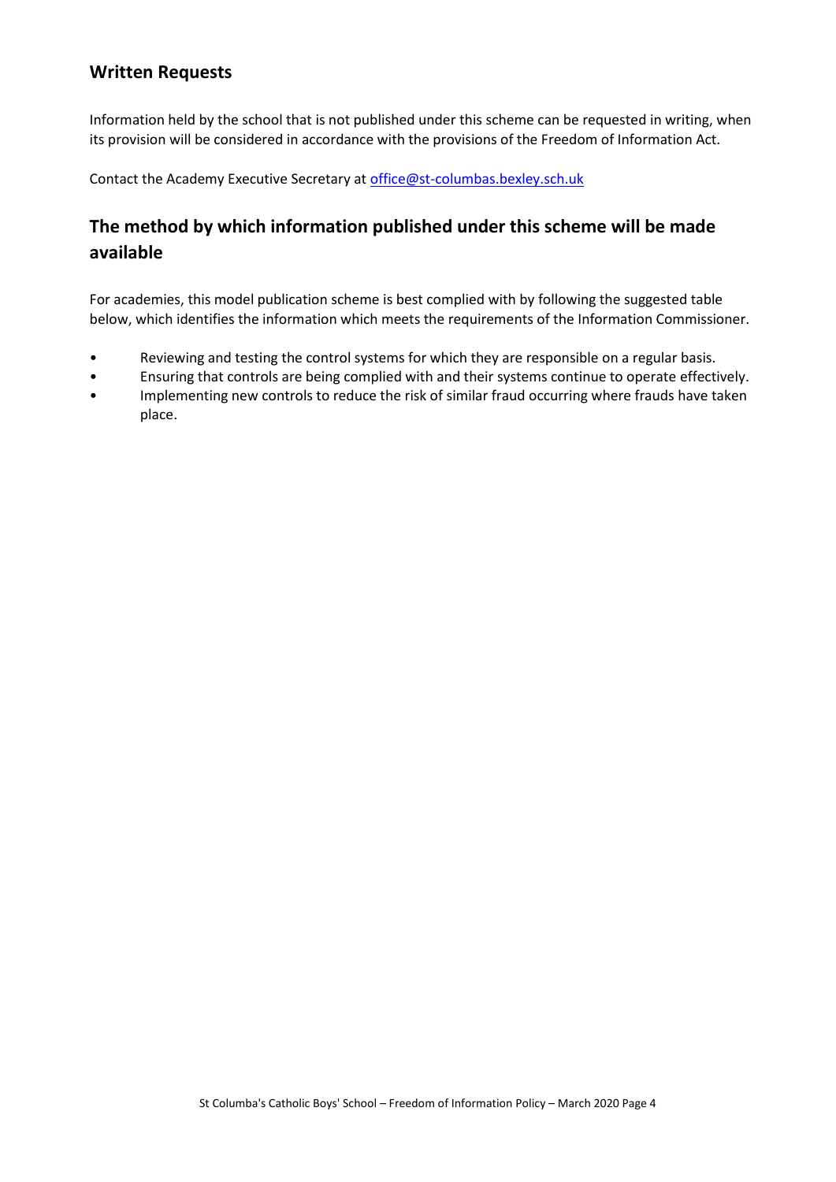## Written Requests

Information held by the school that is not published under this scheme can be requested in writing, when its provision will be considered in accordance with the provisions of the Freedom of Information Act.

Contact the Academy Executive Secretary at [office@st-columbas.bexley.sch.uk](mailto:office@st-columbas.bexley.sch.uk)

## The method by which information published under this scheme will be made available

For academies, this model publication scheme is best complied with by following the suggested table below, which identifies the information which meets the requirements of the Information Commissioner.

- Reviewing and testing the control systems for which they are responsible on a regular basis.
- Ensuring that controls are being complied with and their systems continue to operate effectively.
- Implementing new controls to reduce the risk of similar fraud occurring where frauds have taken place.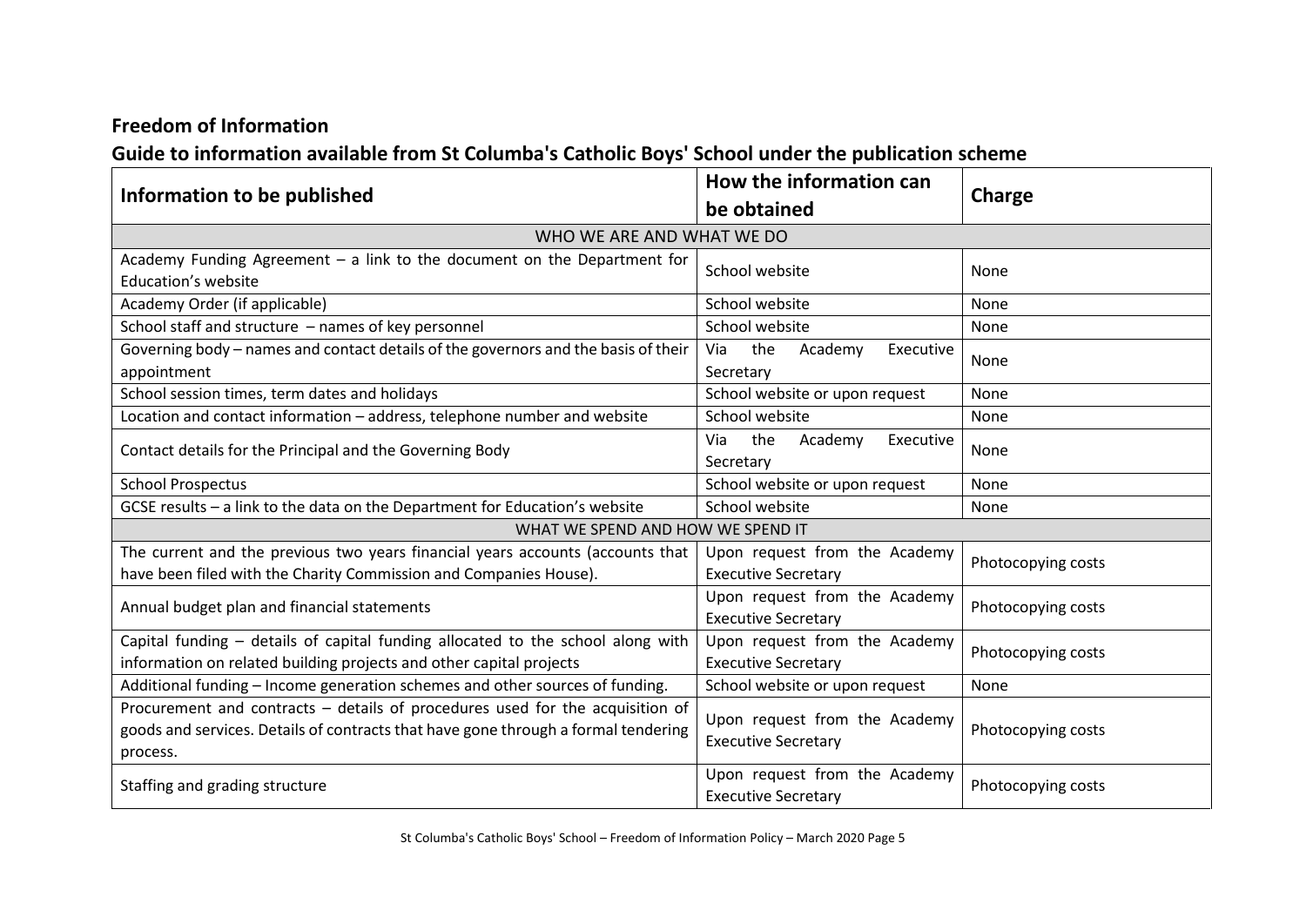## Freedom of Information

## Guide to information available from St Columba's Catholic Boys' School under the publication scheme

| Information to be published | How the information can be obtained | Charge |
|---|---|---|
| WHO WE ARE AND WHAT WE DO | | |
| Academy Funding Agreement – a link to the document on the Department for Education's website | School website | None |
| Academy Order (if applicable) | School website | None |
| School staff and structure – names of key personnel | School website | None |
| Governing body – names and contact details of the governors and the basis of their appointment | Via the Academy Executive Secretary | None |
| School session times, term dates and holidays | School website or upon request | None |
| Location and contact information – address, telephone number and website | School website | None |
| Contact details for the Principal and the Governing Body | Via the Academy Executive Secretary | None |
| School Prospectus | School website or upon request | None |
| GCSE results – a link to the data on the Department for Education's website | School website | None |
| WHAT WE SPEND AND HOW WE SPEND IT | | |
| The current and the previous two years financial years accounts (accounts that have been filed with the Charity Commission and Companies House). | Upon request from the Academy Executive Secretary | Photocopying costs |
| Annual budget plan and financial statements | Upon request from the Academy Executive Secretary | Photocopying costs |
| Capital funding – details of capital funding allocated to the school along with information on related building projects and other capital projects | Upon request from the Academy Executive Secretary | Photocopying costs |
| Additional funding – Income generation schemes and other sources of funding. | School website or upon request | None |
| Procurement and contracts – details of procedures used for the acquisition of goods and services. Details of contracts that have gone through a formal tendering process. | Upon request from the Academy Executive Secretary | Photocopying costs |
| Staffing and grading structure | Upon request from the Academy Executive Secretary | Photocopying costs |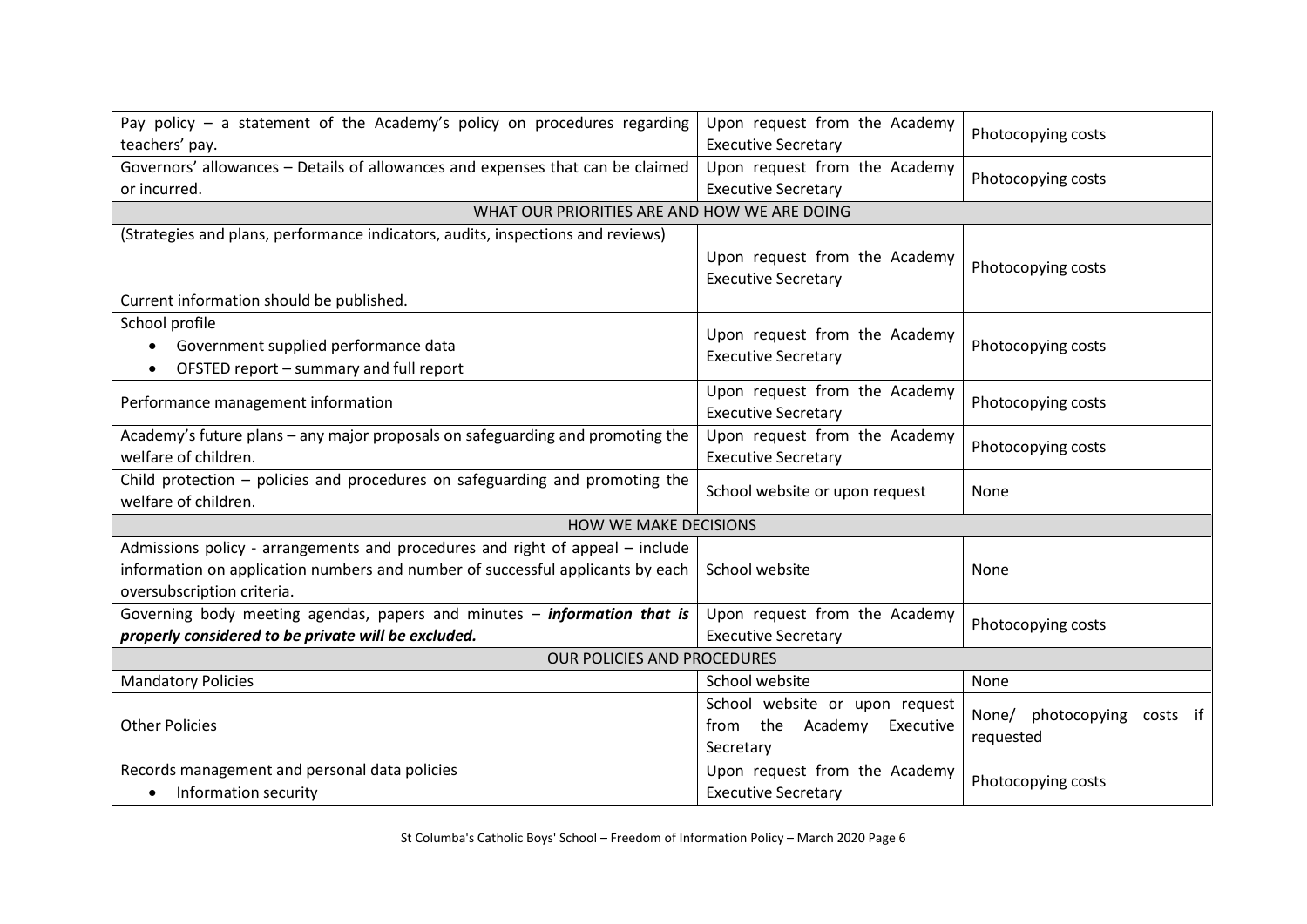| | | |
|---|---|---|
| Pay policy – a statement of the Academy's policy on procedures regarding teachers' pay. | Upon request from the Academy Executive Secretary | Photocopying costs |
| Governors' allowances – Details of allowances and expenses that can be claimed or incurred. | Upon request from the Academy Executive Secretary | Photocopying costs |
| WHAT OUR PRIORITIES ARE AND HOW WE ARE DOING | | |
| (Strategies and plans, performance indicators, audits, inspections and reviews)<br><br>Current information should be published. | Upon request from the Academy Executive Secretary | Photocopying costs |
| School profile<br>• Government supplied performance data<br>• OFSTED report – summary and full report | Upon request from the Academy Executive Secretary | Photocopying costs |
| Performance management information | Upon request from the Academy Executive Secretary | Photocopying costs |
| Academy's future plans – any major proposals on safeguarding and promoting the welfare of children. | Upon request from the Academy Executive Secretary | Photocopying costs |
| Child protection – policies and procedures on safeguarding and promoting the welfare of children. | School website or upon request | None |
| HOW WE MAKE DECISIONS | | |
| Admissions policy - arrangements and procedures and right of appeal – include information on application numbers and number of successful applicants by each oversubscription criteria. | School website | None |
| Governing body meeting agendas, papers and minutes – ***information that is properly considered to be private will be excluded.*** | Upon request from the Academy Executive Secretary | Photocopying costs |
| OUR POLICIES AND PROCEDURES | | |
| Mandatory Policies | School website | None |
| Other Policies | School website or upon request from the Academy Executive Secretary | None/ photocopying costs if requested |
| Records management and personal data policies<br>• Information security | Upon request from the Academy Executive Secretary | Photocopying costs |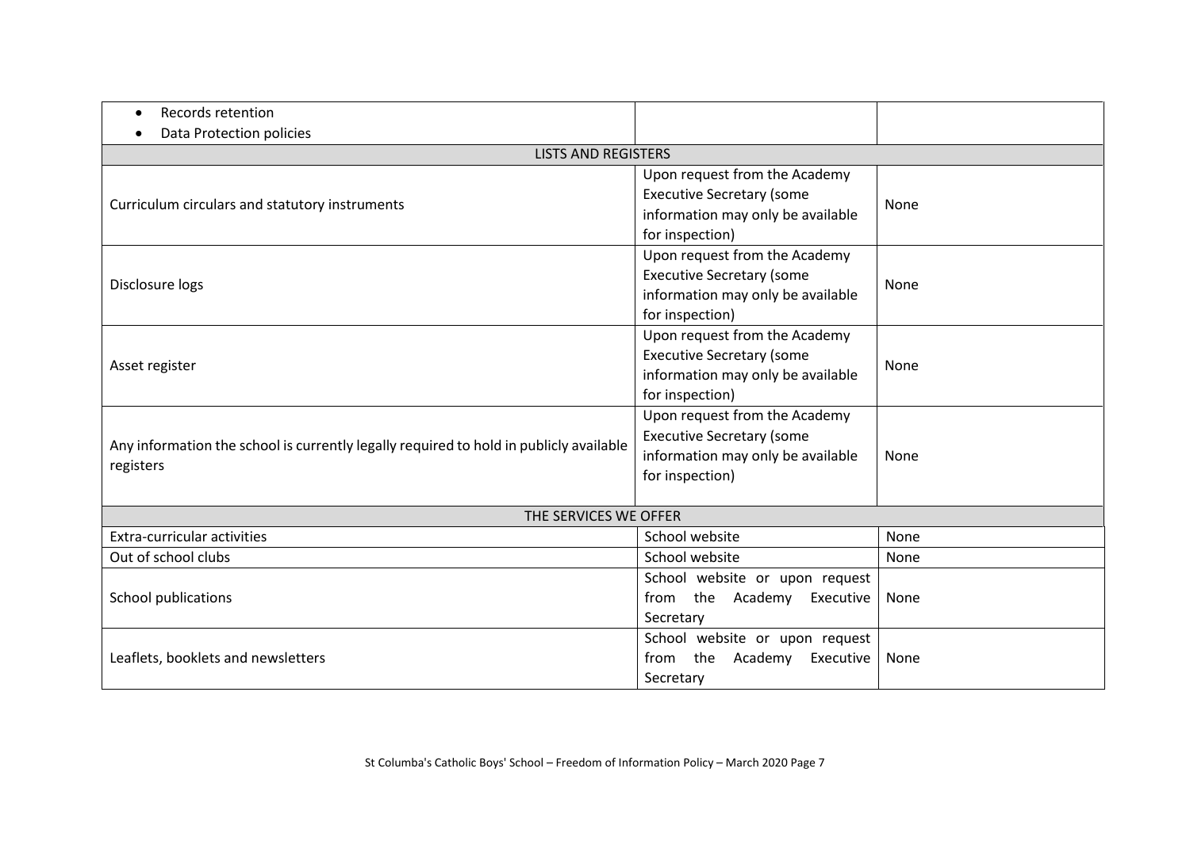| | | |
|---|---|---|
| • Records retention<br>• Data Protection policies | | |
| LISTS AND REGISTERS | | |
| Curriculum circulars and statutory instruments | Upon request from the Academy Executive Secretary (some information may only be available for inspection) | None |
| Disclosure logs | Upon request from the Academy Executive Secretary (some information may only be available for inspection) | None |
| Asset register | Upon request from the Academy Executive Secretary (some information may only be available for inspection) | None |
| Any information the school is currently legally required to hold in publicly available registers | Upon request from the Academy Executive Secretary (some information may only be available for inspection) | None |
| THE SERVICES WE OFFER | | |
| Extra-curricular activities | School website | None |
| Out of school clubs | School website | None |
| School publications | School website or upon request from the Academy Executive Secretary | None |
| Leaflets, booklets and newsletters | School website or upon request from the Academy Executive Secretary | None |